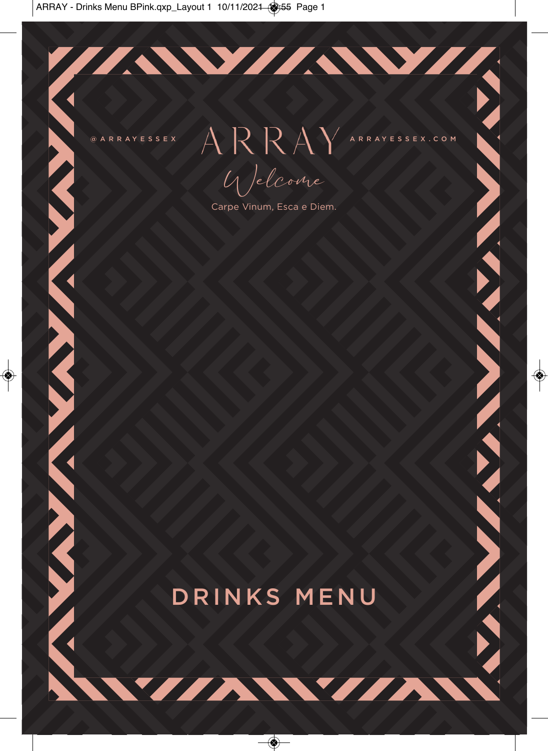@ARRAYESSEX

# ARRAY

ARRAYESSEX.COM

*Welcome*

Carpe Vinum, Esca e Diem.

## DRINKS MENU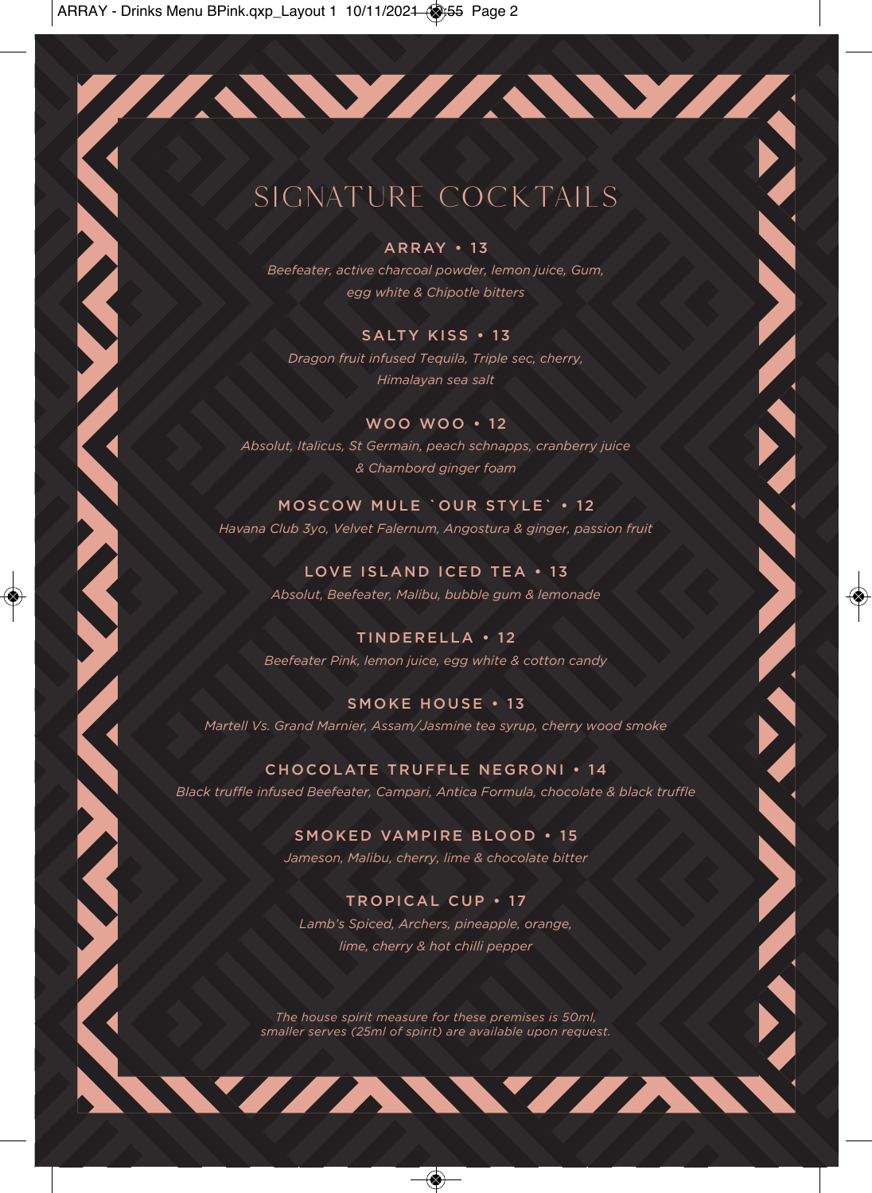# SIGNATURE COCKTAILS

### ARRAY • 13

*Beefeater, active charcoal powder, lemon juice, Gum, egg white & Chipotle bitters*

### SALTY KISS • 13

*Dragon fruit infused Tequila, Triple sec, cherry, Himalayan sea salt*

### WOO WOO • 12

*Absolut, Italicus, St Germain, peach schnapps, cranberry juice & Chambord ginger foam*

### MOSCOW MULE `OUR STYLE` • 12

*Havana Club 3yo, Velvet Falernum, Angostura & ginger, passion fruit*

### LOVE ISLAND ICED TEA • 13

*Absolut, Beefeater, Malibu, bubble gum & lemonade*

### TINDERELLA • 12

*Beefeater Pink, lemon juice, egg white & cotton candy*

### SMOKE HOUSE • 13

*Martell Vs. Grand Marnier, Assam/Jasmine tea syrup, cherry wood smoke*

### CHOCOLATE TRUFFLE NEGRONI • 14

*Black truffle infused Beefeater, Campari, Antica Formula, chocolate & black truffle*

### SMOKED VAMPIRE BLOOD • 15

*Jameson, Malibu, cherry, lime & chocolate bitter*

### TROPICAL CUP • 17

*Lamb's Spiced, Archers, pineapple, orange, lime, cherry & hot chilli pepper*

*The house spirit measure for these premises is 50ml, smaller serves (25ml of spirit) are available upon request.*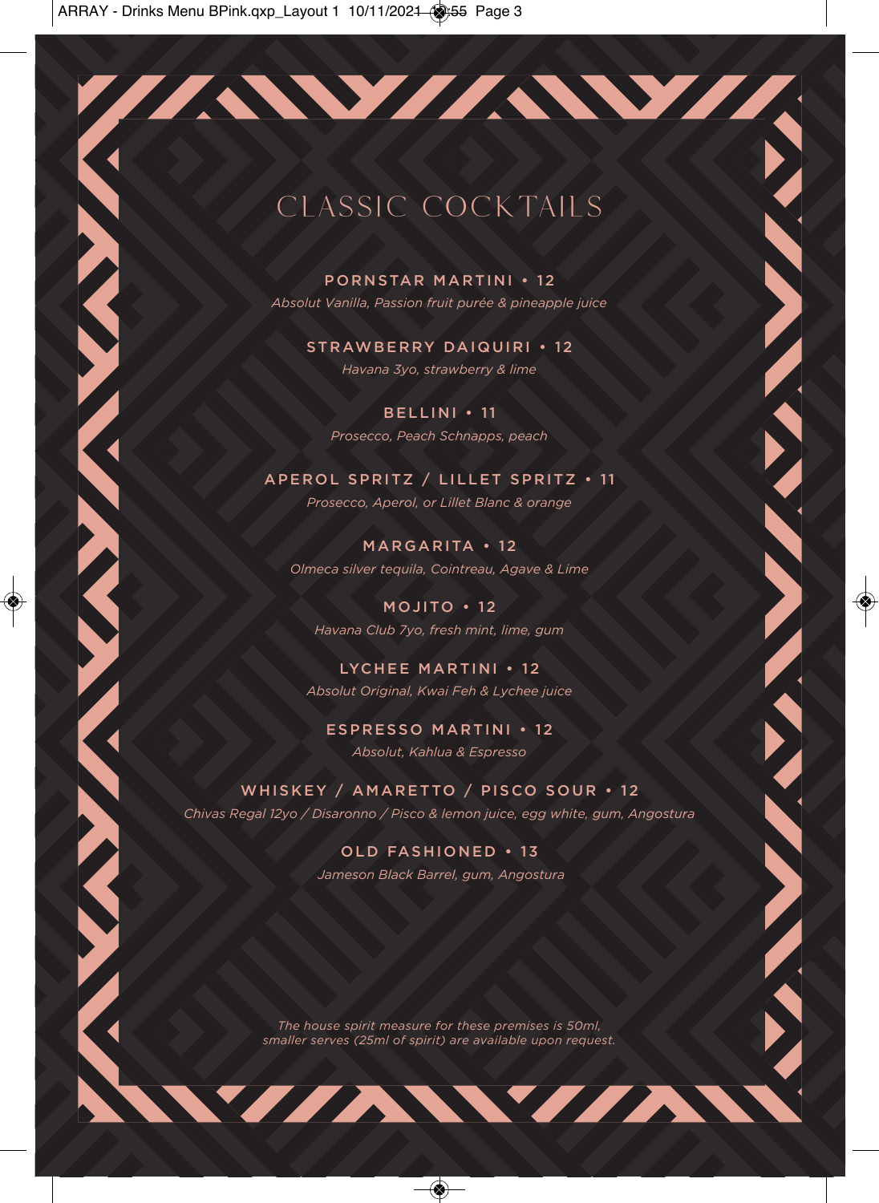# CLASSIC COCKTAILS

**PORNSTAR MARTINI • 12**
*Absolut Vanilla, Passion fruit purée & pineapple juice*

**STRAWBERRY DAIQUIRI • 12**
*Havana 3yo, strawberry & lime*

**BELLINI • 11**
*Prosecco, Peach Schnapps, peach*

**APEROL SPRITZ / LILLET SPRITZ • 11**
*Prosecco, Aperol, or Lillet Blanc & orange*

**MARGARITA • 12**
*Olmeca silver tequila, Cointreau, Agave & Lime*

**MOJITO • 12**
*Havana Club 7yo, fresh mint, lime, gum*

**LYCHEE MARTINI • 12**
*Absolut Original, Kwai Feh & Lychee juice*

**ESPRESSO MARTINI • 12**
*Absolut, Kahlua & Espresso*

**WHISKEY / AMARETTO / PISCO SOUR • 12**
*Chivas Regal 12yo / Disaronno / Pisco & lemon juice, egg white, gum, Angostura*

**OLD FASHIONED • 13**
*Jameson Black Barrel, gum, Angostura*

*The house spirit measure for these premises is 50ml, smaller serves (25ml of spirit) are available upon request.*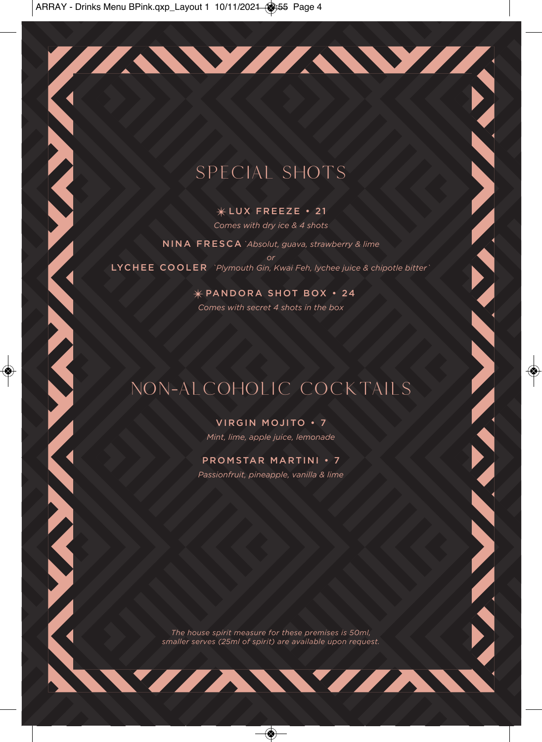## SPECIAL SHOTS

**✳ LUX FREEZE • 21**

*Comes with dry ice & 4 shots*

**NINA FRESCA** *`Absolut, guava, strawberry & lime*

*or*

**LYCHEE COOLER** *`Plymouth Gin, Kwai Feh, lychee juice & chipotle bitter`*

**✳ PANDORA SHOT BOX • 24**

*Comes with secret 4 shots in the box*

## NON-ALCOHOLIC COCKTAILS

**VIRGIN MOJITO • 7**

*Mint, lime, apple juice, lemonade*

**PROMSTAR MARTINI • 7**

*Passionfruit, pineapple, vanilla & lime*

*The house spirit measure for these premises is 50ml, smaller serves (25ml of spirit) are available upon request.*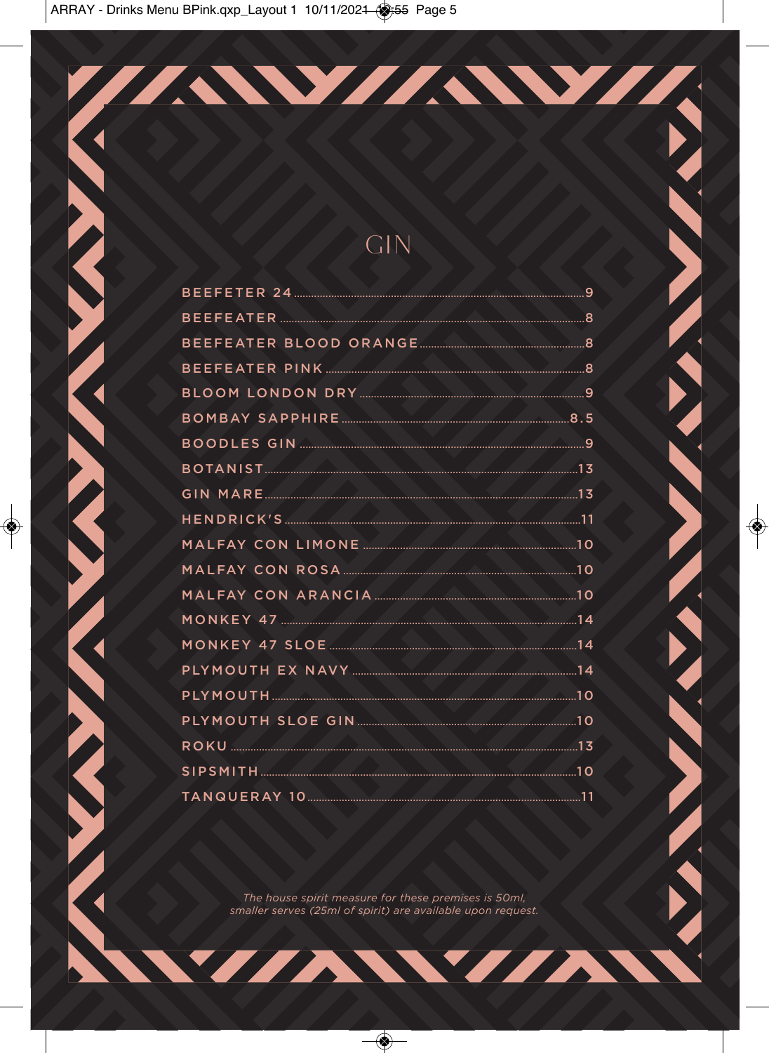# GIN

| Gin | Price |
| --- | --- |
| BEEFETER 24 | 9 |
| BEEFEATER | 8 |
| BEEFEATER BLOOD ORANGE | 8 |
| BEEFEATER PINK | 8 |
| BLOOM LONDON DRY | 9 |
| BOMBAY SAPPHIRE | 8.5 |
| BOODLES GIN | 9 |
| BOTANIST | 13 |
| GIN MARE | 13 |
| HENDRICK'S | 11 |
| MALFAY CON LIMONE | 10 |
| MALFAY CON ROSA | 10 |
| MALFAY CON ARANCIA | 10 |
| MONKEY 47 | 14 |
| MONKEY 47 SLOE | 14 |
| PLYMOUTH EX NAVY | 14 |
| PLYMOUTH | 10 |
| PLYMOUTH SLOE GIN | 10 |
| ROKU | 13 |
| SIPSMITH | 10 |
| TANQUERAY 10 | 11 |

*The house spirit measure for these premises is 50ml, smaller serves (25ml of spirit) are available upon request.*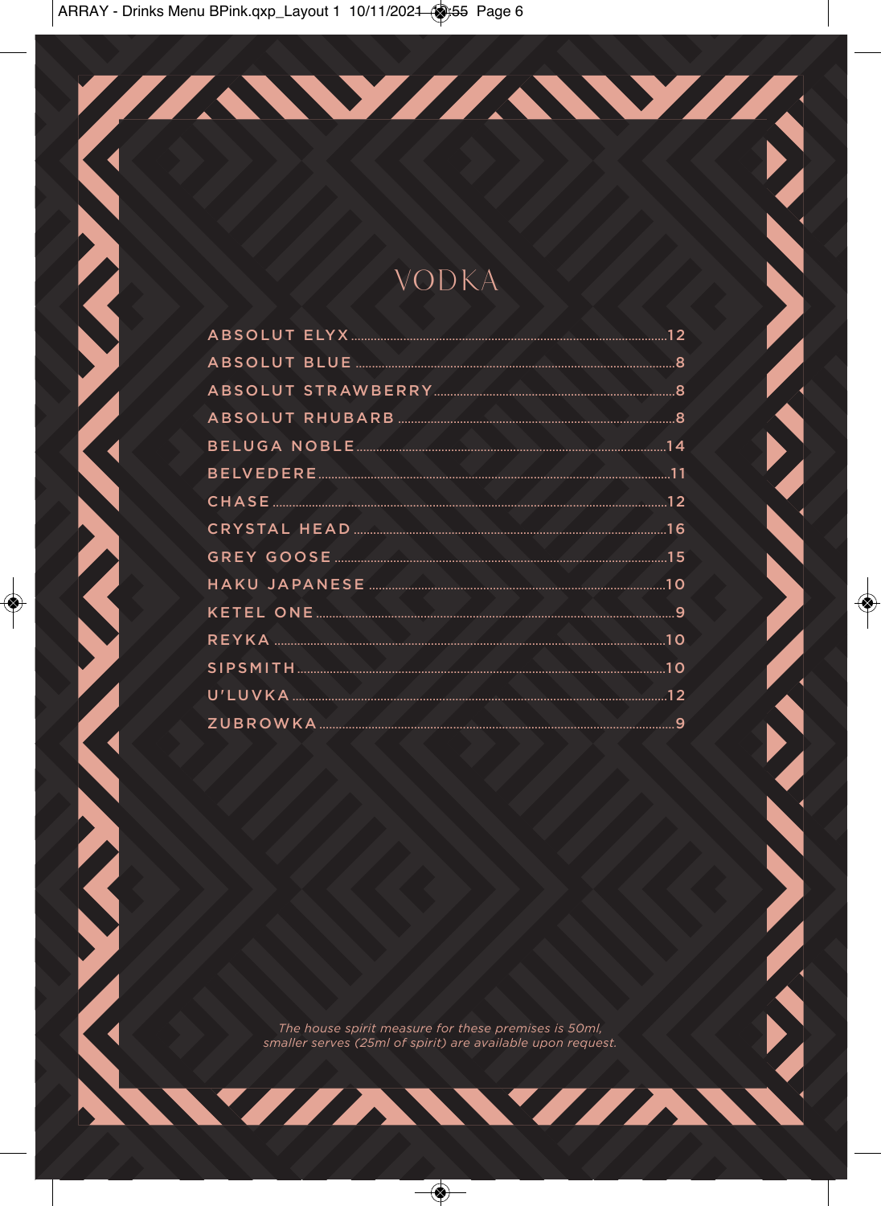# VODKA

| Vodka | Price |
| --- | --- |
| ABSOLUT ELYX | 12 |
| ABSOLUT BLUE | 8 |
| ABSOLUT STRAWBERRY | 8 |
| ABSOLUT RHUBARB | 8 |
| BELUGA NOBLE | 14 |
| BELVEDERE | 11 |
| CHASE | 12 |
| CRYSTAL HEAD | 16 |
| GREY GOOSE | 15 |
| HAKU JAPANESE | 10 |
| KETEL ONE | 9 |
| REYKA | 10 |
| SIPSMITH | 10 |
| U'LUVKA | 12 |
| ZUBROWKA | 9 |

*The house spirit measure for these premises is 50ml, smaller serves (25ml of spirit) are available upon request.*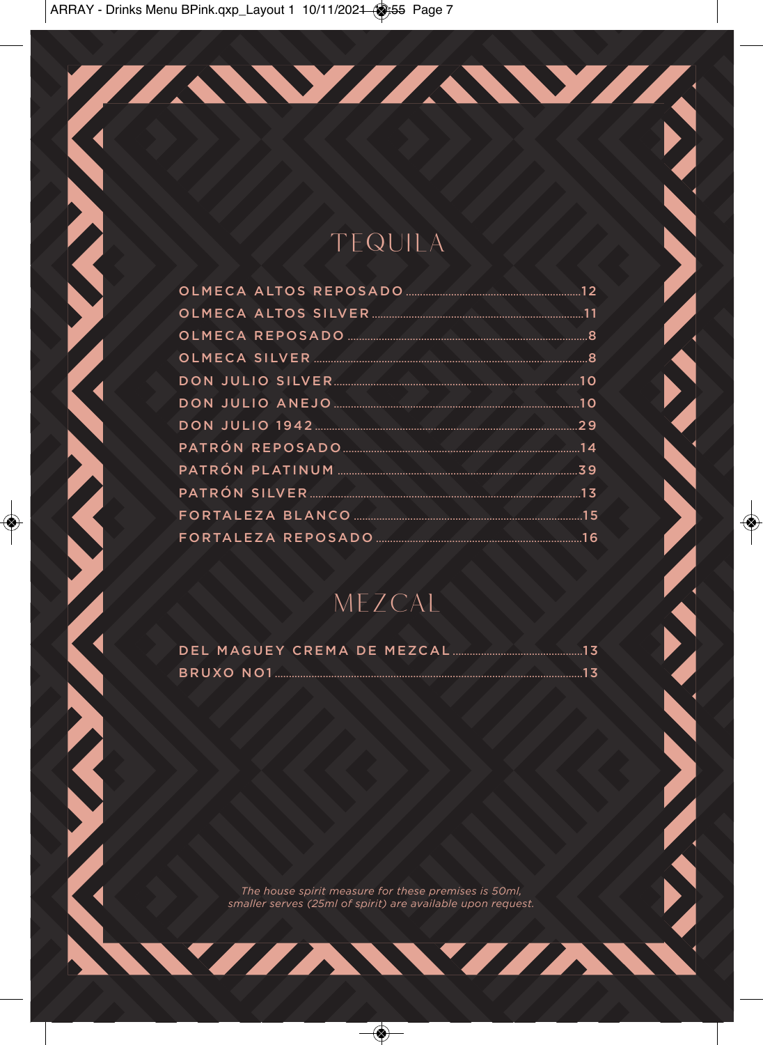# TEQUILA

| Item | Price |
| --- | --- |
| OLMECA ALTOS REPOSADO | 12 |
| OLMECA ALTOS SILVER | 11 |
| OLMECA REPOSADO | 8 |
| OLMECA SILVER | 8 |
| DON JULIO SILVER | 10 |
| DON JULIO ANEJO | 10 |
| DON JULIO 1942 | 29 |
| PATRÓN REPOSADO | 14 |
| PATRÓN PLATINUM | 39 |
| PATRÓN SILVER | 13 |
| FORTALEZA BLANCO | 15 |
| FORTALEZA REPOSADO | 16 |

# MEZCAL

| Item | Price |
| --- | --- |
| DEL MAGUEY CREMA DE MEZCAL | 13 |
| BRUXO NO1 | 13 |

*The house spirit measure for these premises is 50ml, smaller serves (25ml of spirit) are available upon request.*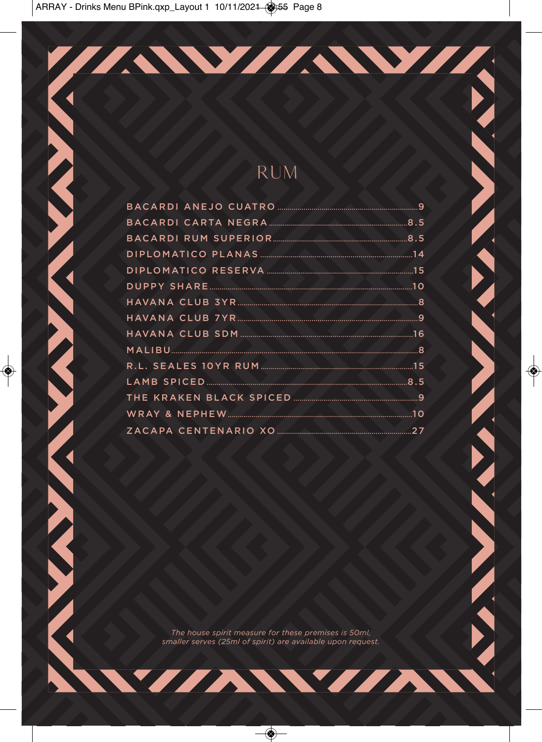# RUM

| Item | Price |
| --- | --- |
| BACARDI ANEJO CUATRO | 9 |
| BACARDI CARTA NEGRA | 8.5 |
| BACARDI RUM SUPERIOR | 8.5 |
| DIPLOMATICO PLANAS | 14 |
| DIPLOMATICO RESERVA | 15 |
| DUPPY SHARE | 10 |
| HAVANA CLUB 3YR | 8 |
| HAVANA CLUB 7YR | 9 |
| HAVANA CLUB SDM | 16 |
| MALIBU | 8 |
| R.L. SEALES 10YR RUM | 15 |
| LAMB SPICED | 8.5 |
| THE KRAKEN BLACK SPICED | 9 |
| WRAY & NEPHEW | 10 |
| ZACAPA CENTENARIO XO | 27 |

*The house spirit measure for these premises is 50ml, smaller serves (25ml of spirit) are available upon request.*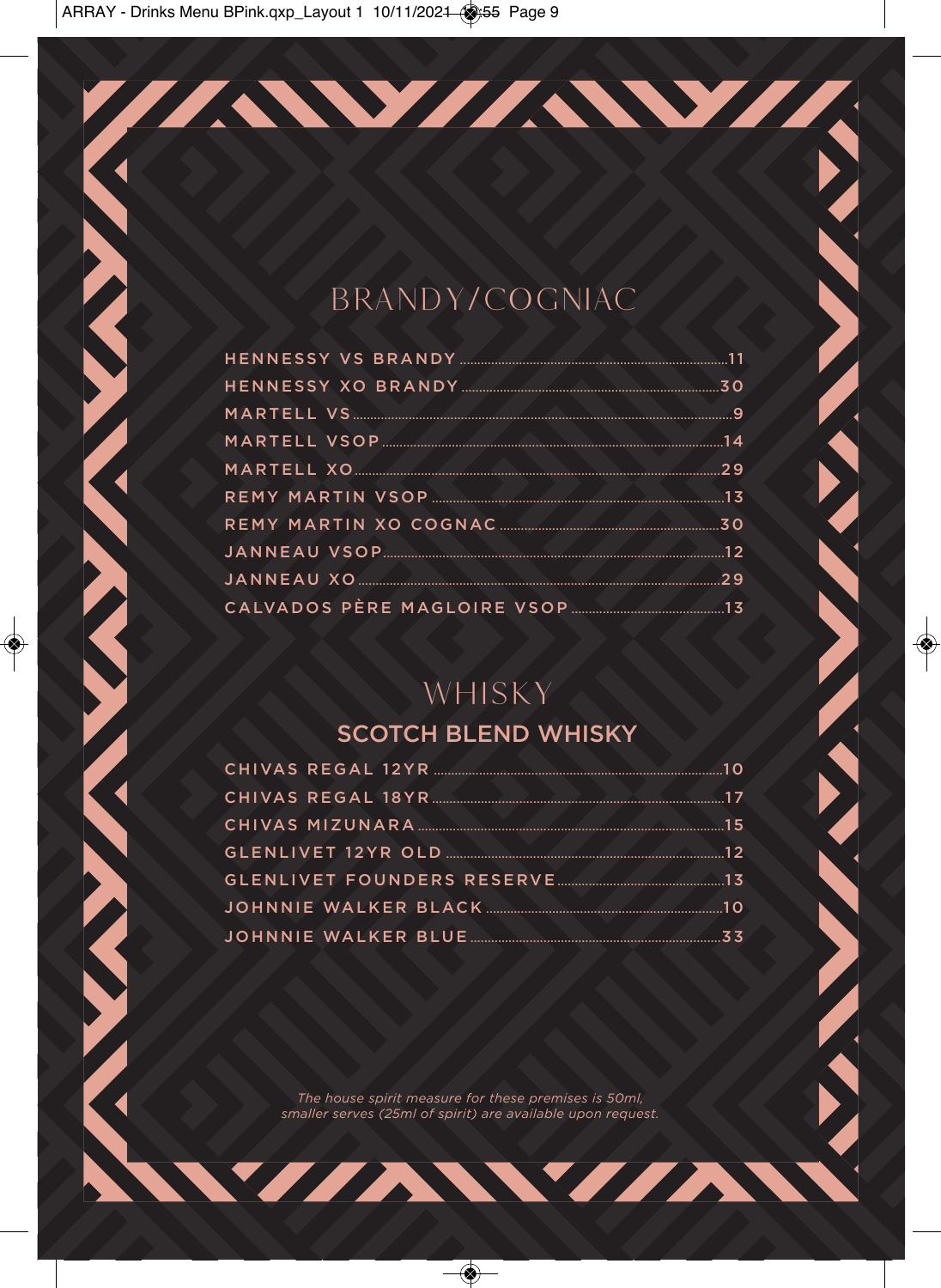# BRANDY/COGNIAC

| Item | Price |
|---|---|
| HENNESSY VS BRANDY | 11 |
| HENNESSY XO BRANDY | 30 |
| MARTELL VS | 9 |
| MARTELL VSOP | 14 |
| MARTELL XO | 29 |
| REMY MARTIN VSOP | 13 |
| REMY MARTIN XO COGNAC | 30 |
| JANNEAU VSOP | 12 |
| JANNEAU XO | 29 |
| CALVADOS PÈRE MAGLOIRE VSOP | 13 |

# WHISKY

## SCOTCH BLEND WHISKY

| Item | Price |
|---|---|
| CHIVAS REGAL 12YR | 10 |
| CHIVAS REGAL 18YR | 17 |
| CHIVAS MIZUNARA | 15 |
| GLENLIVET 12YR OLD | 12 |
| GLENLIVET FOUNDERS RESERVE | 13 |
| JOHNNIE WALKER BLACK | 10 |
| JOHNNIE WALKER BLUE | 33 |

*The house spirit measure for these premises is 50ml, smaller serves (25ml of spirit) are available upon request.*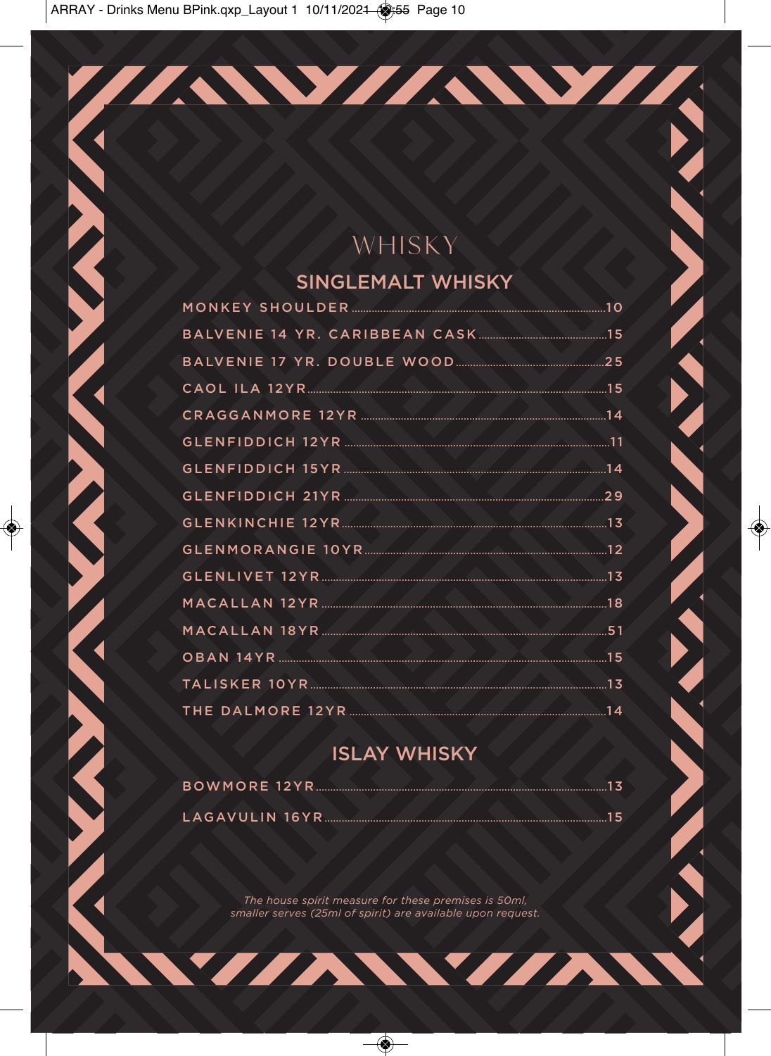# WHISKY

## SINGLEMALT WHISKY

| Item | Price |
|---|---|
| MONKEY SHOULDER | 10 |
| BALVENIE 14 YR. CARIBBEAN CASK | 15 |
| BALVENIE 17 YR. DOUBLE WOOD | 25 |
| CAOL ILA 12YR | 15 |
| CRAGGANMORE 12YR | 14 |
| GLENFIDDICH 12YR | 11 |
| GLENFIDDICH 15YR | 14 |
| GLENFIDDICH 21YR | 29 |
| GLENKINCHIE 12YR | 13 |
| GLENMORANGIE 10YR | 12 |
| GLENLIVET 12YR | 13 |
| MACALLAN 12YR | 18 |
| MACALLAN 18YR | 51 |
| OBAN 14YR | 15 |
| TALISKER 10YR | 13 |
| THE DALMORE 12YR | 14 |

## ISLAY WHISKY

| Item | Price |
|---|---|
| BOWMORE 12YR | 13 |
| LAGAVULIN 16YR | 15 |

*The house spirit measure for these premises is 50ml, smaller serves (25ml of spirit) are available upon request.*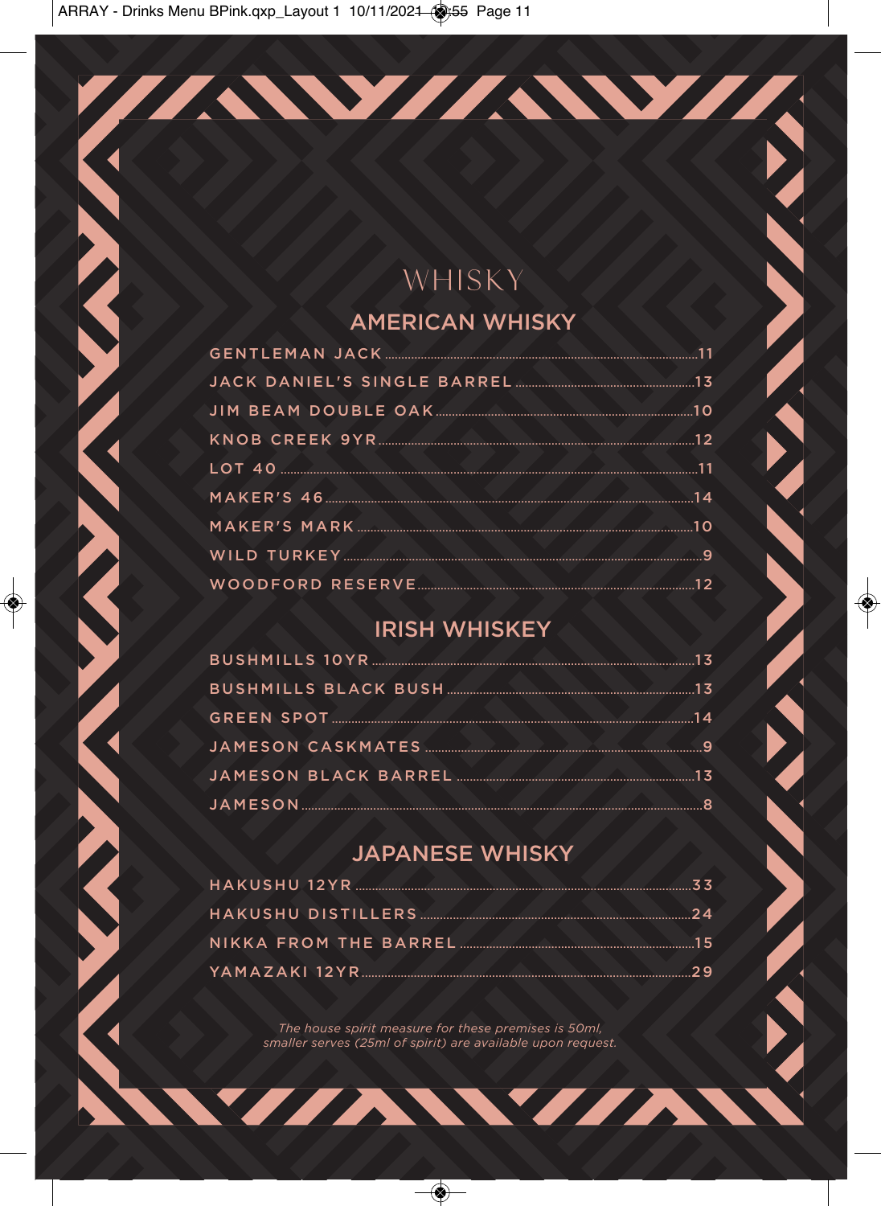# WHISKY

## AMERICAN WHISKY

| Item | Price |
|---|---|
| GENTLEMAN JACK | 11 |
| JACK DANIEL'S SINGLE BARREL | 13 |
| JIM BEAM DOUBLE OAK | 10 |
| KNOB CREEK 9YR | 12 |
| LOT 40 | 11 |
| MAKER'S 46 | 14 |
| MAKER'S MARK | 10 |
| WILD TURKEY | 9 |
| WOODFORD RESERVE | 12 |

## IRISH WHISKEY

| Item | Price |
|---|---|
| BUSHMILLS 10YR | 13 |
| BUSHMILLS BLACK BUSH | 13 |
| GREEN SPOT | 14 |
| JAMESON CASKMATES | 9 |
| JAMESON BLACK BARREL | 13 |
| JAMESON | 8 |

## JAPANESE WHISKY

| Item | Price |
|---|---|
| HAKUSHU 12YR | 33 |
| HAKUSHU DISTILLERS | 24 |
| NIKKA FROM THE BARREL | 15 |
| YAMAZAKI 12YR | 29 |

*The house spirit measure for these premises is 50ml, smaller serves (25ml of spirit) are available upon request.*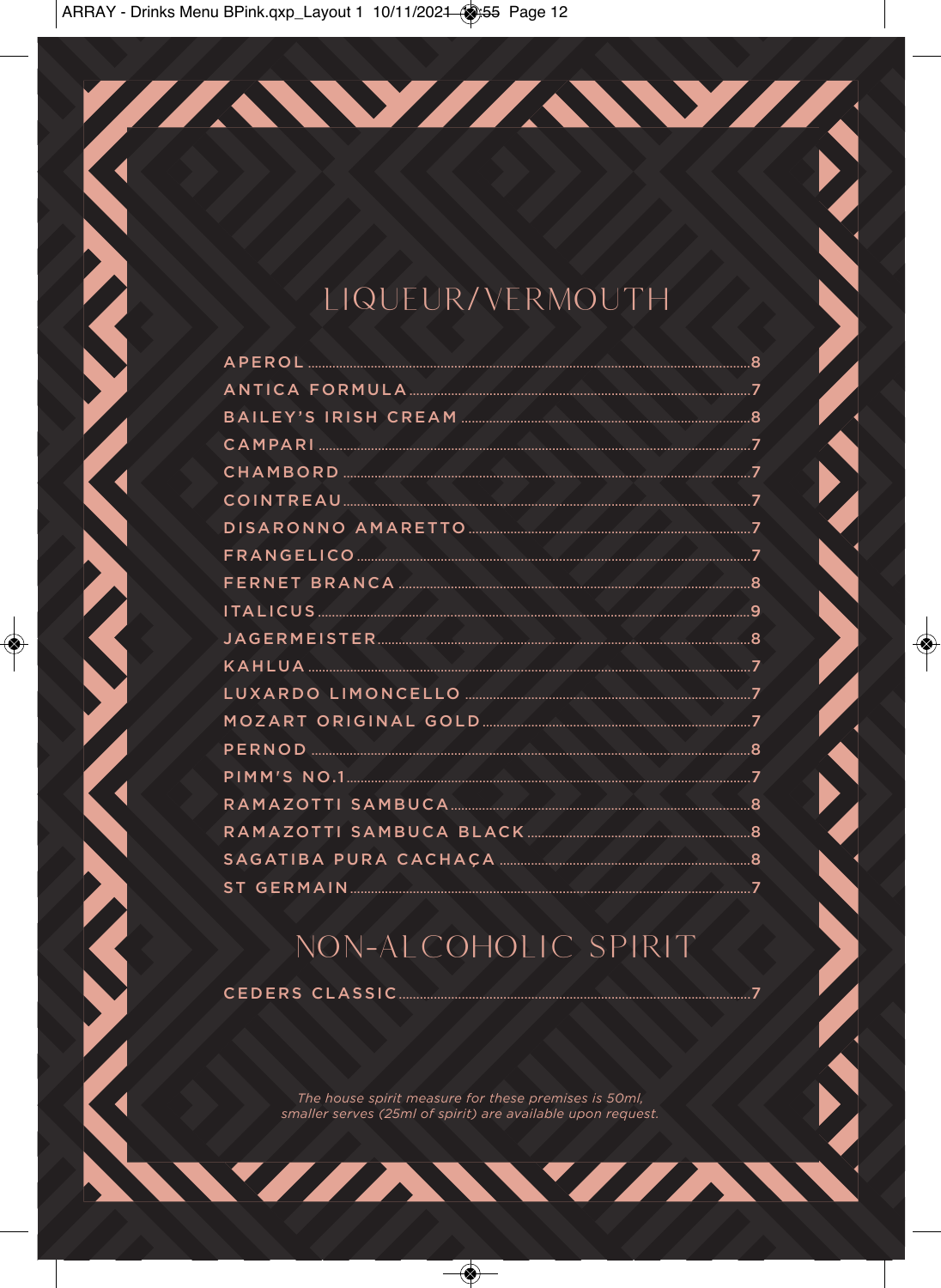# LIQUEUR/VERMOUTH

| Item | Price |
|---|---|
| APEROL | 8 |
| ANTICA FORMULA | 7 |
| BAILEY'S IRISH CREAM | 8 |
| CAMPARI | 7 |
| CHAMBORD | 7 |
| COINTREAU | 7 |
| DISARONNO AMARETTO | 7 |
| FRANGELICO | 7 |
| FERNET BRANCA | 8 |
| ITALICUS | 9 |
| JAGERMEISTER | 8 |
| KAHLUA | 7 |
| LUXARDO LIMONCELLO | 7 |
| MOZART ORIGINAL GOLD | 7 |
| PERNOD | 8 |
| PIMM'S NO.1 | 7 |
| RAMAZOTTI SAMBUCA | 8 |
| RAMAZOTTI SAMBUCA BLACK | 8 |
| SAGATIBA PURA CACHAÇA | 8 |
| ST GERMAIN | 7 |

# NON-ALCOHOLIC SPIRIT

| Item | Price |
|---|---|
| CEDERS CLASSIC | 7 |

*The house spirit measure for these premises is 50ml, smaller serves (25ml of spirit) are available upon request.*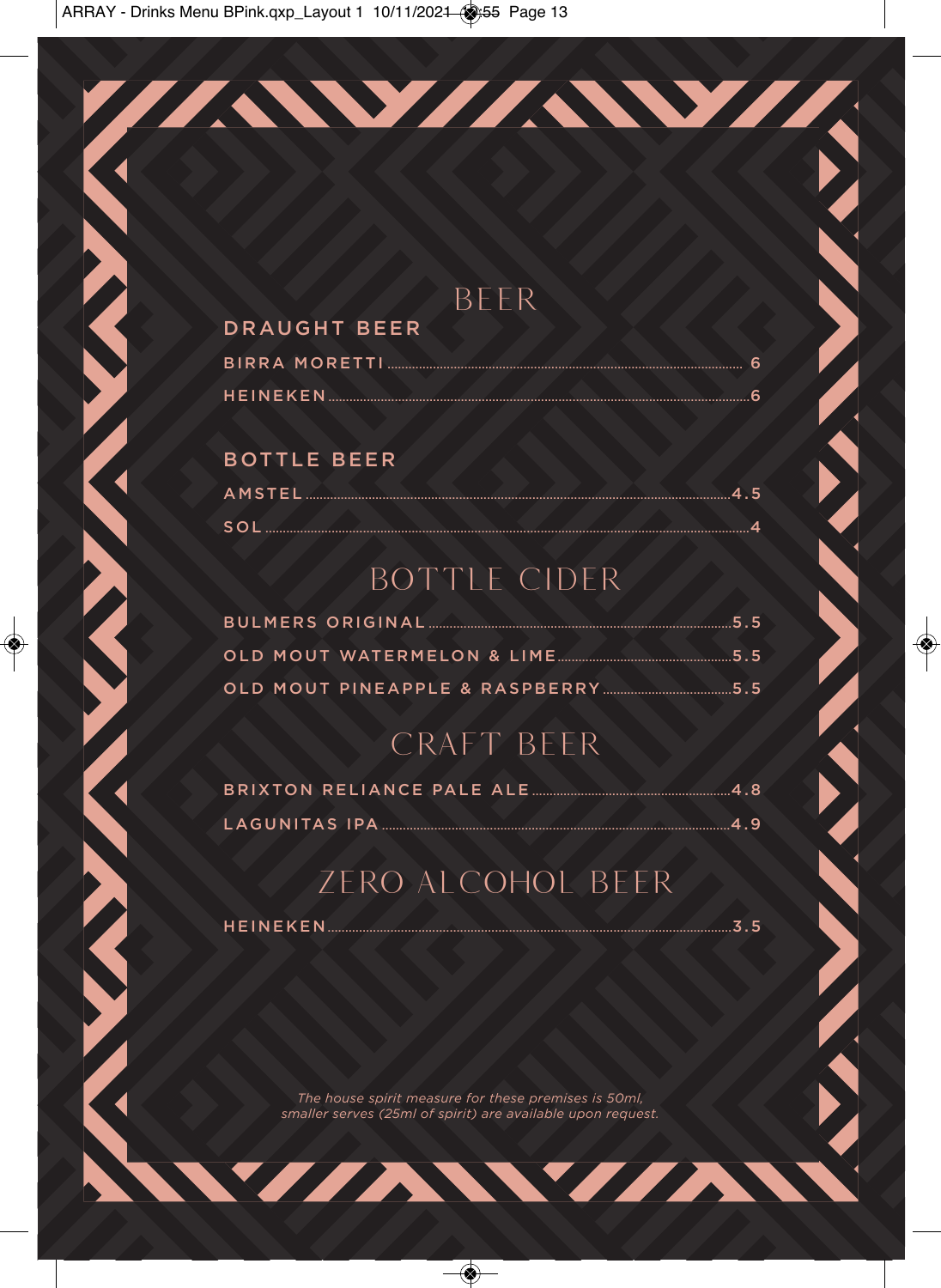# BEER

## DRAUGHT BEER

BIRRA MORETTI ........ 6

HEINEKEN ........ 6

## BOTTLE BEER

AMSTEL ........ 4.5

SOL ........ 4

# BOTTLE CIDER

BULMERS ORIGINAL ........ 5.5

OLD MOUT WATERMELON & LIME ........ 5.5

OLD MOUT PINEAPPLE & RASPBERRY ........ 5.5

# CRAFT BEER

BRIXTON RELIANCE PALE ALE ........ 4.8

LAGUNITAS IPA ........ 4.9

# ZERO ALCOHOL BEER

HEINEKEN ........ 3.5

*The house spirit measure for these premises is 50ml, smaller serves (25ml of spirit) are available upon request.*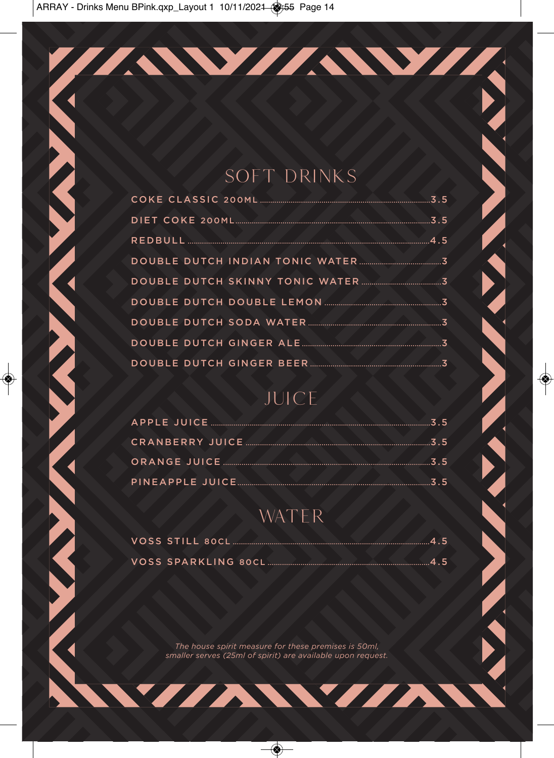## SOFT DRINKS

| Item | Price |
| --- | --- |
| COKE CLASSIC 200ML | 3.5 |
| DIET COKE 200ML | 3.5 |
| REDBULL | 4.5 |
| DOUBLE DUTCH INDIAN TONIC WATER | 3 |
| DOUBLE DUTCH SKINNY TONIC WATER | 3 |
| DOUBLE DUTCH DOUBLE LEMON | 3 |
| DOUBLE DUTCH SODA WATER | 3 |
| DOUBLE DUTCH GINGER ALE | 3 |
| DOUBLE DUTCH GINGER BEER | 3 |

## JUICE

| Item | Price |
| --- | --- |
| APPLE JUICE | 3.5 |
| CRANBERRY JUICE | 3.5 |
| ORANGE JUICE | 3.5 |
| PINEAPPLE JUICE | 3.5 |

## WATER

| Item | Price |
| --- | --- |
| VOSS STILL 80CL | 4.5 |
| VOSS SPARKLING 80CL | 4.5 |

*The house spirit measure for these premises is 50ml, smaller serves (25ml of spirit) are available upon request.*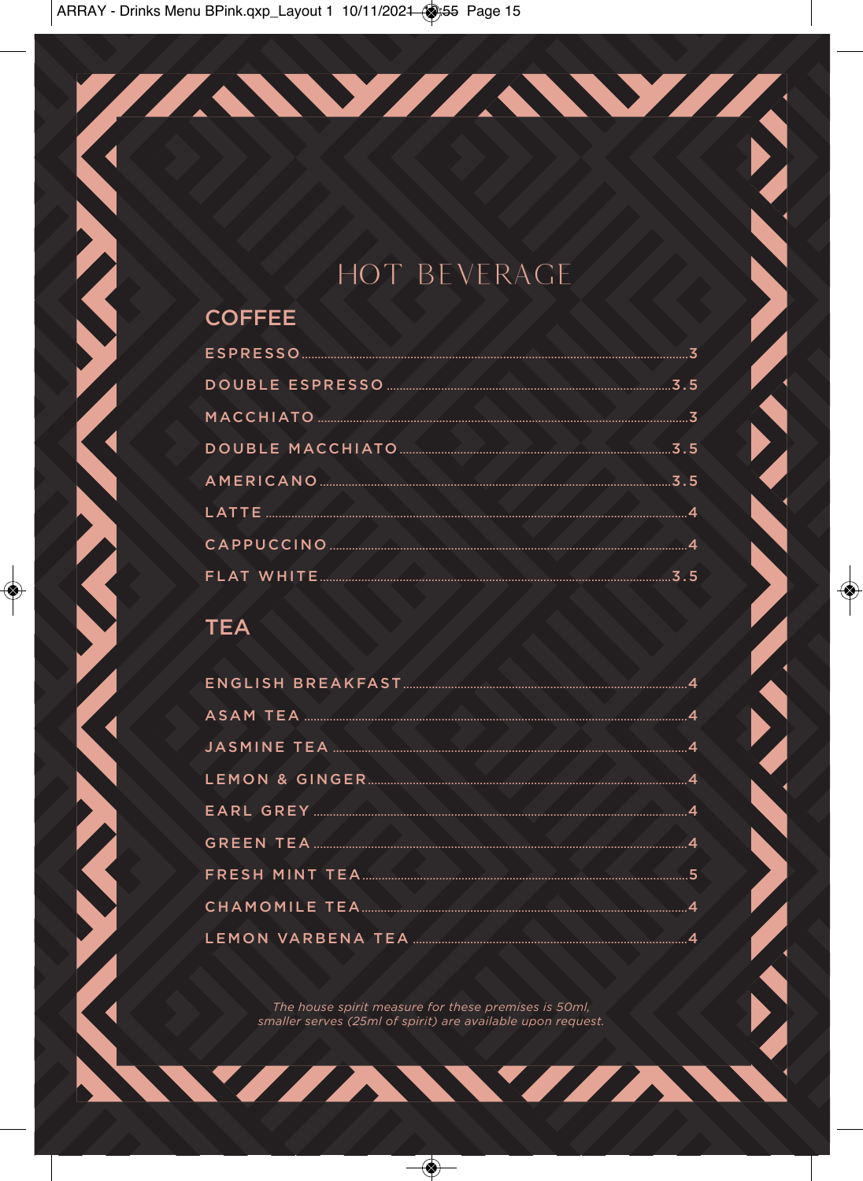# HOT BEVERAGE

## COFFEE

| Item | Price |
| --- | --- |
| ESPRESSO | 3 |
| DOUBLE ESPRESSO | 3.5 |
| MACCHIATO | 3 |
| DOUBLE MACCHIATO | 3.5 |
| AMERICANO | 3.5 |
| LATTE | 4 |
| CAPPUCCINO | 4 |
| FLAT WHITE | 3.5 |

## TEA

| Item | Price |
| --- | --- |
| ENGLISH BREAKFAST | 4 |
| ASAM TEA | 4 |
| JASMINE TEA | 4 |
| LEMON & GINGER | 4 |
| EARL GREY | 4 |
| GREEN TEA | 4 |
| FRESH MINT TEA | 5 |
| CHAMOMILE TEA | 4 |
| LEMON VARBENA TEA | 4 |

*The house spirit measure for these premises is 50ml, smaller serves (25ml of spirit) are available upon request.*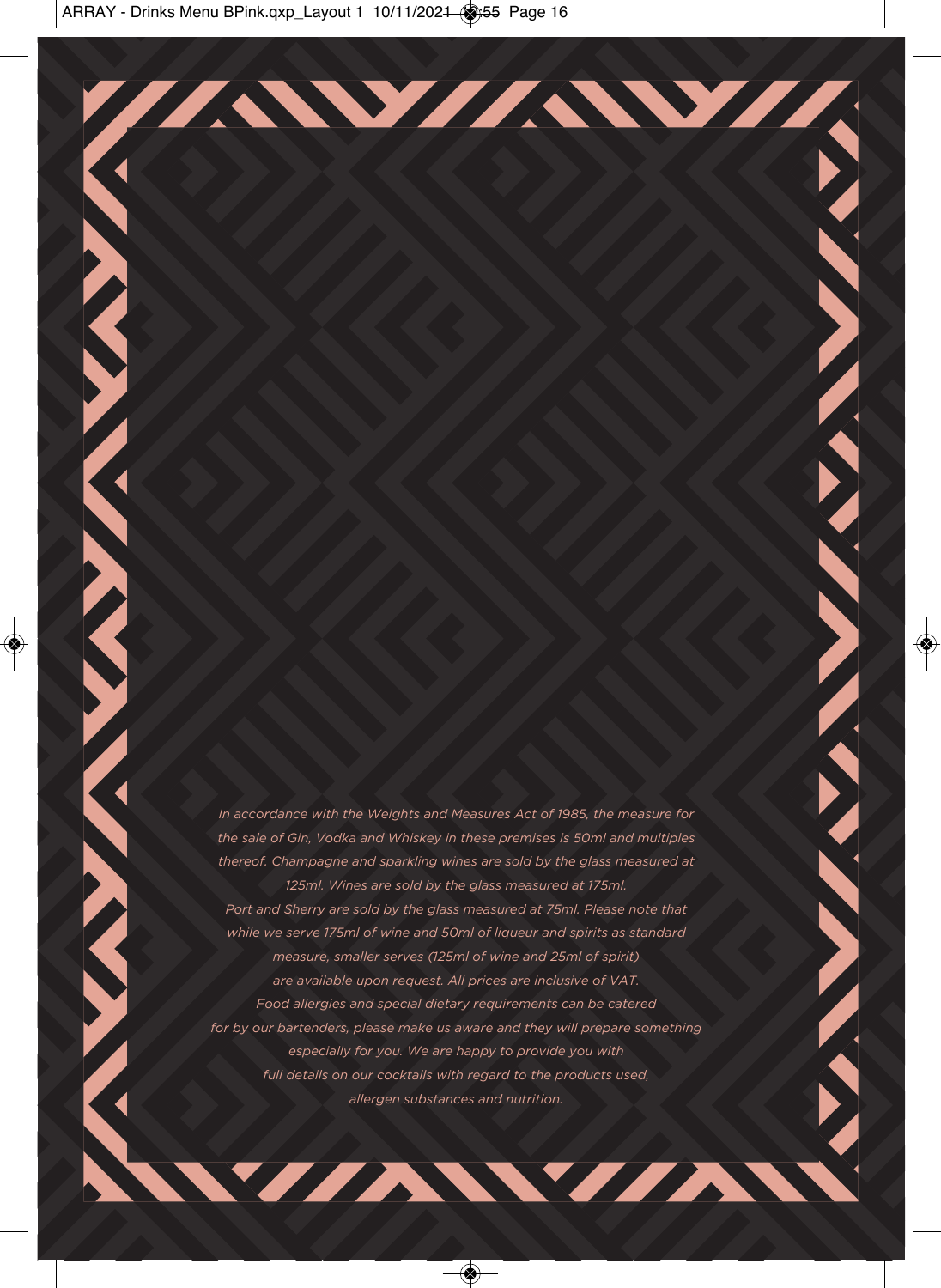*In accordance with the Weights and Measures Act of 1985, the measure for the sale of Gin, Vodka and Whiskey in these premises is 50ml and multiples thereof. Champagne and sparkling wines are sold by the glass measured at 125ml. Wines are sold by the glass measured at 175ml. Port and Sherry are sold by the glass measured at 75ml. Please note that while we serve 175ml of wine and 50ml of liqueur and spirits as standard measure, smaller serves (125ml of wine and 25ml of spirit) are available upon request. All prices are inclusive of VAT. Food allergies and special dietary requirements can be catered for by our bartenders, please make us aware and they will prepare something especially for you. We are happy to provide you with full details on our cocktails with regard to the products used, allergen substances and nutrition.*